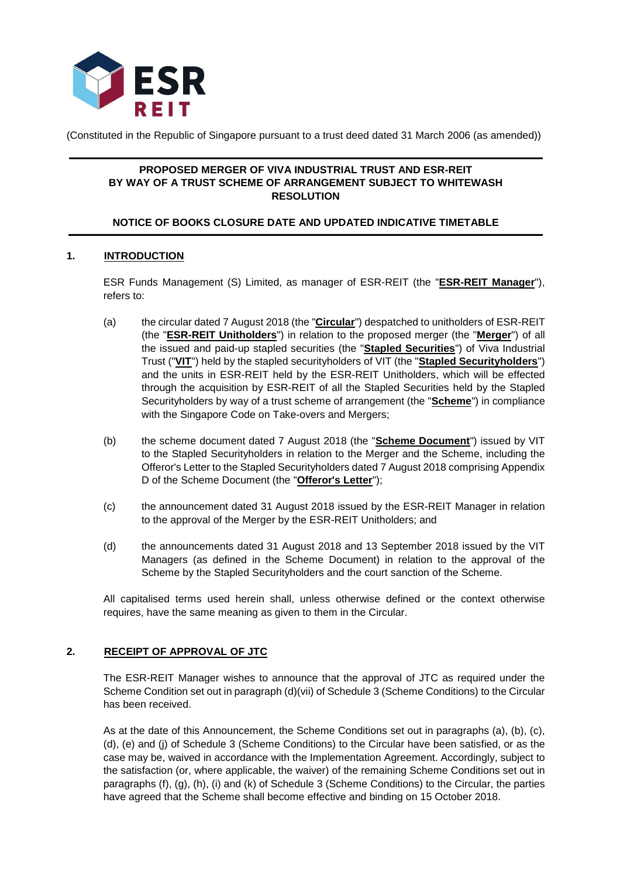(Constituted in the Republic of Singapore pursuant to a trust deed dated 31 March 2006 (as amended))

**PROPOSED MERGER OF VIVA INDUSTRIAL TRUST AND ESR-REIT BY WAY OF A TRUST SCHEME OF ARRANGEMENT SUBJECT TO WHITEWASH RESOLUTION**

**NOTICE OF BOOKS CLOSURE DATE AND UPDATED INDICATIVE TIMETABLE**

## 1. INTRODUCTION

ESR Funds Management (S) Limited, as manager of ESR-REIT (the "**ESR-REIT Manager**"), refers to:

(a) the circular dated 7 August 2018 (the "**Circular**") despatched to unitholders of ESR-REIT (the "**ESR-REIT Unitholders**") in relation to the proposed merger (the "**Merger**") of all the issued and paid-up stapled securities (the "**Stapled Securities**") of Viva Industrial Trust ("**VIT**") held by the stapled securityholders of VIT (the "**Stapled Securityholders**") and the units in ESR-REIT held by the ESR-REIT Unitholders, which will be effected through the acquisition by ESR-REIT of all the Stapled Securities held by the Stapled Securityholders by way of a trust scheme of arrangement (the "**Scheme**") in compliance with the Singapore Code on Take-overs and Mergers;

(b) the scheme document dated 7 August 2018 (the "**Scheme Document**") issued by VIT to the Stapled Securityholders in relation to the Merger and the Scheme, including the Offeror's Letter to the Stapled Securityholders dated 7 August 2018 comprising Appendix D of the Scheme Document (the "**Offeror's Letter**");

(c) the announcement dated 31 August 2018 issued by the ESR-REIT Manager in relation to the approval of the Merger by the ESR-REIT Unitholders; and

(d) the announcements dated 31 August 2018 and 13 September 2018 issued by the VIT Managers (as defined in the Scheme Document) in relation to the approval of the Scheme by the Stapled Securityholders and the court sanction of the Scheme.

All capitalised terms used herein shall, unless otherwise defined or the context otherwise requires, have the same meaning as given to them in the Circular.

## 2. RECEIPT OF APPROVAL OF JTC

The ESR-REIT Manager wishes to announce that the approval of JTC as required under the Scheme Condition set out in paragraph (d)(vii) of Schedule 3 (Scheme Conditions) to the Circular has been received.

As at the date of this Announcement, the Scheme Conditions set out in paragraphs (a), (b), (c), (d), (e) and (j) of Schedule 3 (Scheme Conditions) to the Circular have been satisfied, or as the case may be, waived in accordance with the Implementation Agreement. Accordingly, subject to the satisfaction (or, where applicable, the waiver) of the remaining Scheme Conditions set out in paragraphs (f), (g), (h), (i) and (k) of Schedule 3 (Scheme Conditions) to the Circular, the parties have agreed that the Scheme shall become effective and binding on 15 October 2018.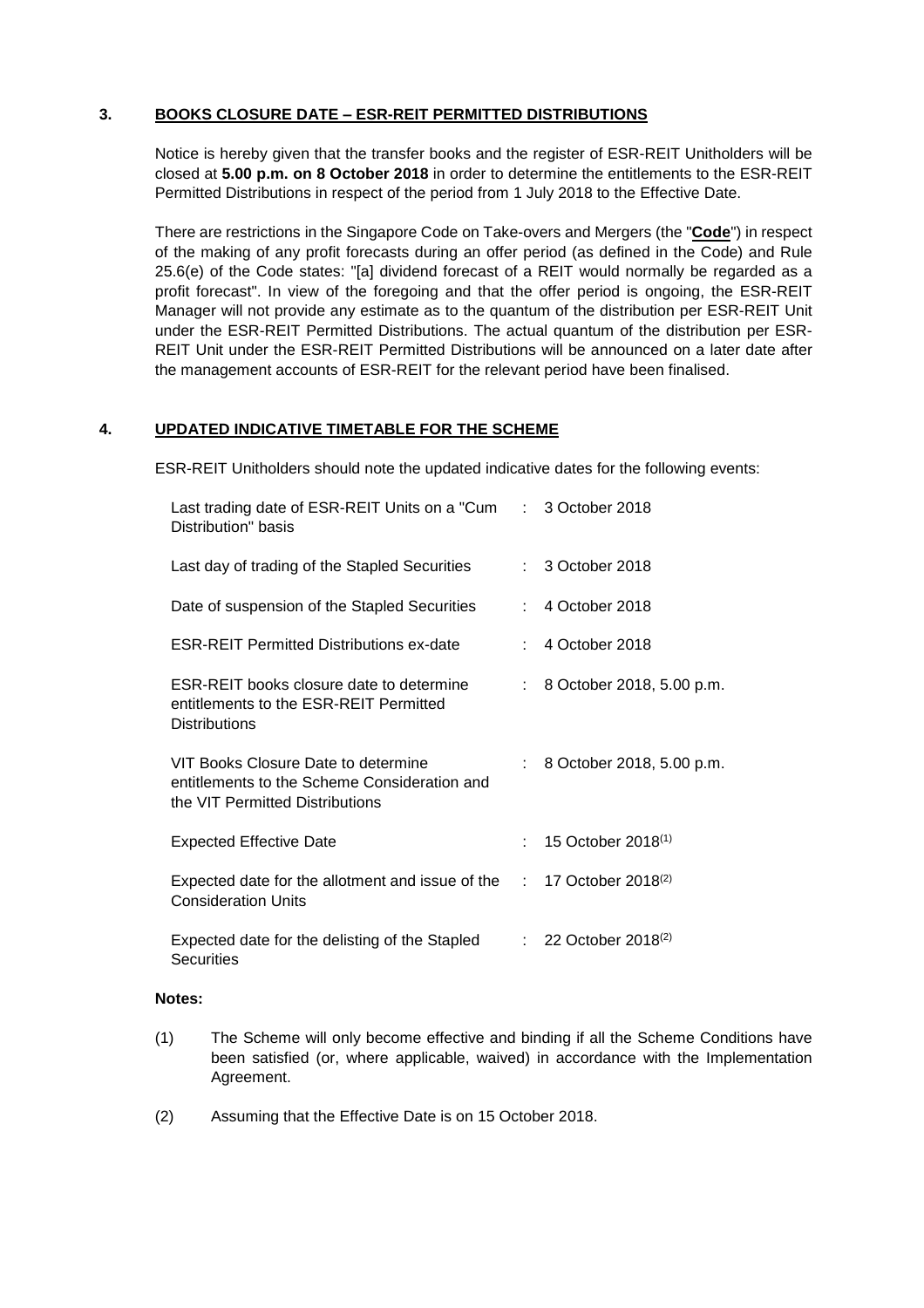## 3. BOOKS CLOSURE DATE – ESR-REIT PERMITTED DISTRIBUTIONS

Notice is hereby given that the transfer books and the register of ESR-REIT Unitholders will be closed at **5.00 p.m. on 8 October 2018** in order to determine the entitlements to the ESR-REIT Permitted Distributions in respect of the period from 1 July 2018 to the Effective Date.

There are restrictions in the Singapore Code on Take-overs and Mergers (the "**Code**") in respect of the making of any profit forecasts during an offer period (as defined in the Code) and Rule 25.6(e) of the Code states: "[a] dividend forecast of a REIT would normally be regarded as a profit forecast". In view of the foregoing and that the offer period is ongoing, the ESR-REIT Manager will not provide any estimate as to the quantum of the distribution per ESR-REIT Unit under the ESR-REIT Permitted Distributions. The actual quantum of the distribution per ESR-REIT Unit under the ESR-REIT Permitted Distributions will be announced on a later date after the management accounts of ESR-REIT for the relevant period have been finalised.

## 4. UPDATED INDICATIVE TIMETABLE FOR THE SCHEME

ESR-REIT Unitholders should note the updated indicative dates for the following events:

| Event | | Date |
|---|---|---|
| Last trading date of ESR-REIT Units on a "Cum Distribution" basis | : | 3 October 2018 |
| Last day of trading of the Stapled Securities | : | 3 October 2018 |
| Date of suspension of the Stapled Securities | : | 4 October 2018 |
| ESR-REIT Permitted Distributions ex-date | : | 4 October 2018 |
| ESR-REIT books closure date to determine entitlements to the ESR-REIT Permitted Distributions | : | 8 October 2018, 5.00 p.m. |
| VIT Books Closure Date to determine entitlements to the Scheme Consideration and the VIT Permitted Distributions | : | 8 October 2018, 5.00 p.m. |
| Expected Effective Date | : | 15 October 2018(1) |
| Expected date for the allotment and issue of the Consideration Units | : | 17 October 2018(2) |
| Expected date for the delisting of the Stapled Securities | : | 22 October 2018(2) |

**Notes:**

(1) The Scheme will only become effective and binding if all the Scheme Conditions have been satisfied (or, where applicable, waived) in accordance with the Implementation Agreement.

(2) Assuming that the Effective Date is on 15 October 2018.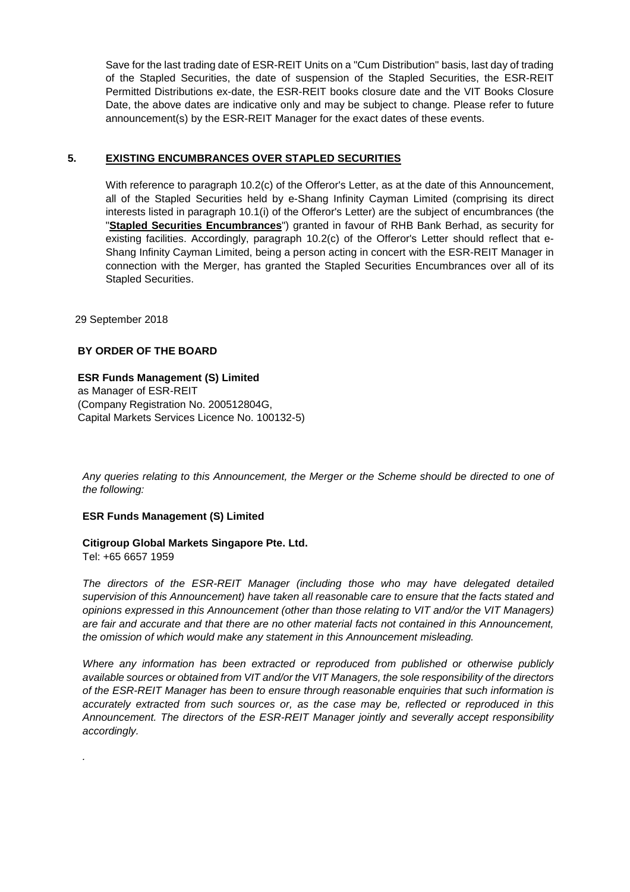Save for the last trading date of ESR-REIT Units on a "Cum Distribution" basis, last day of trading of the Stapled Securities, the date of suspension of the Stapled Securities, the ESR-REIT Permitted Distributions ex-date, the ESR-REIT books closure date and the VIT Books Closure Date, the above dates are indicative only and may be subject to change. Please refer to future announcement(s) by the ESR-REIT Manager for the exact dates of these events.

## 5. EXISTING ENCUMBRANCES OVER STAPLED SECURITIES

With reference to paragraph 10.2(c) of the Offeror's Letter, as at the date of this Announcement, all of the Stapled Securities held by e-Shang Infinity Cayman Limited (comprising its direct interests listed in paragraph 10.1(i) of the Offeror's Letter) are the subject of encumbrances (the "**Stapled Securities Encumbrances**") granted in favour of RHB Bank Berhad, as security for existing facilities. Accordingly, paragraph 10.2(c) of the Offeror's Letter should reflect that e-Shang Infinity Cayman Limited, being a person acting in concert with the ESR-REIT Manager in connection with the Merger, has granted the Stapled Securities Encumbrances over all of its Stapled Securities.

29 September 2018

**BY ORDER OF THE BOARD**

**ESR Funds Management (S) Limited**
as Manager of ESR-REIT
(Company Registration No. 200512804G,
Capital Markets Services Licence No. 100132-5)

*Any queries relating to this Announcement, the Merger or the Scheme should be directed to one of the following:*

**ESR Funds Management (S) Limited**

**Citigroup Global Markets Singapore Pte. Ltd.**
Tel: +65 6657 1959

*The directors of the ESR-REIT Manager (including those who may have delegated detailed supervision of this Announcement) have taken all reasonable care to ensure that the facts stated and opinions expressed in this Announcement (other than those relating to VIT and/or the VIT Managers) are fair and accurate and that there are no other material facts not contained in this Announcement, the omission of which would make any statement in this Announcement misleading.*

*Where any information has been extracted or reproduced from published or otherwise publicly available sources or obtained from VIT and/or the VIT Managers, the sole responsibility of the directors of the ESR-REIT Manager has been to ensure through reasonable enquiries that such information is accurately extracted from such sources or, as the case may be, reflected or reproduced in this Announcement. The directors of the ESR-REIT Manager jointly and severally accept responsibility accordingly.*

.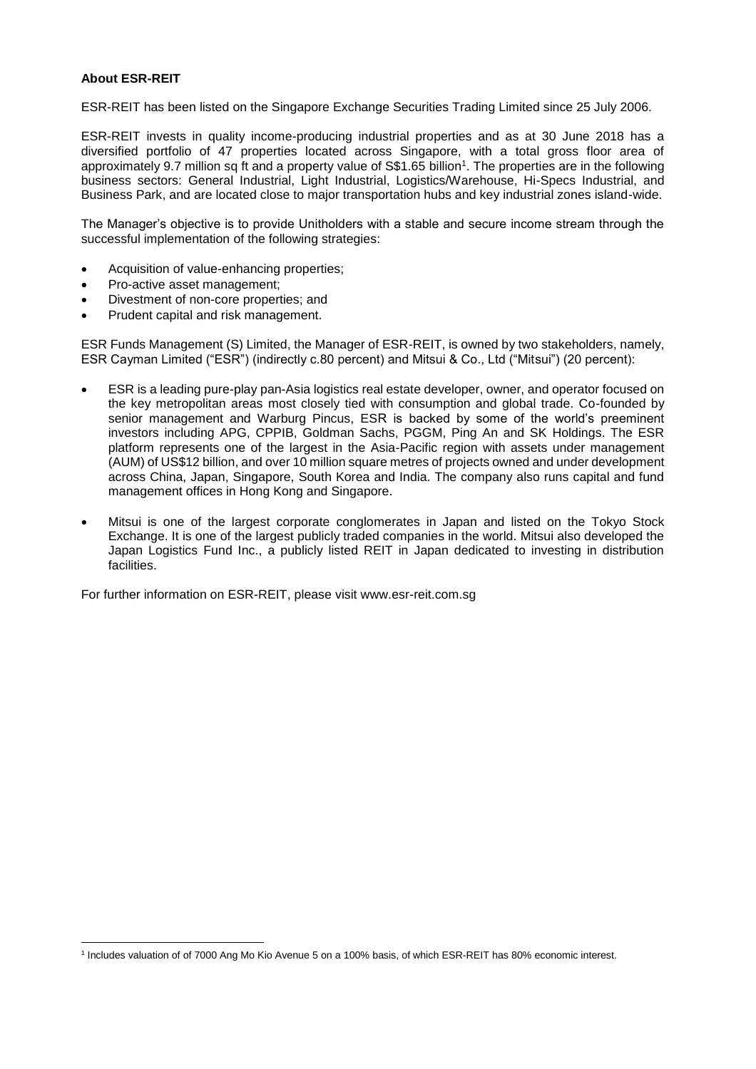**About ESR-REIT**

ESR-REIT has been listed on the Singapore Exchange Securities Trading Limited since 25 July 2006.

ESR-REIT invests in quality income-producing industrial properties and as at 30 June 2018 has a diversified portfolio of 47 properties located across Singapore, with a total gross floor area of approximately 9.7 million sq ft and a property value of S$1.65 billion[1]. The properties are in the following business sectors: General Industrial, Light Industrial, Logistics/Warehouse, Hi-Specs Industrial, and Business Park, and are located close to major transportation hubs and key industrial zones island-wide.

The Manager's objective is to provide Unitholders with a stable and secure income stream through the successful implementation of the following strategies:

- Acquisition of value-enhancing properties;
- Pro-active asset management;
- Divestment of non-core properties; and
- Prudent capital and risk management.

ESR Funds Management (S) Limited, the Manager of ESR-REIT, is owned by two stakeholders, namely, ESR Cayman Limited ("ESR") (indirectly c.80 percent) and Mitsui & Co., Ltd ("Mitsui") (20 percent):

- ESR is a leading pure-play pan-Asia logistics real estate developer, owner, and operator focused on the key metropolitan areas most closely tied with consumption and global trade. Co-founded by senior management and Warburg Pincus, ESR is backed by some of the world's preeminent investors including APG, CPPIB, Goldman Sachs, PGGM, Ping An and SK Holdings. The ESR platform represents one of the largest in the Asia-Pacific region with assets under management (AUM) of US$12 billion, and over 10 million square metres of projects owned and under development across China, Japan, Singapore, South Korea and India. The company also runs capital and fund management offices in Hong Kong and Singapore.
- Mitsui is one of the largest corporate conglomerates in Japan and listed on the Tokyo Stock Exchange. It is one of the largest publicly traded companies in the world. Mitsui also developed the Japan Logistics Fund Inc., a publicly listed REIT in Japan dedicated to investing in distribution facilities.

For further information on ESR-REIT, please visit www.esr-reit.com.sg

[1] Includes valuation of of 7000 Ang Mo Kio Avenue 5 on a 100% basis, of which ESR-REIT has 80% economic interest.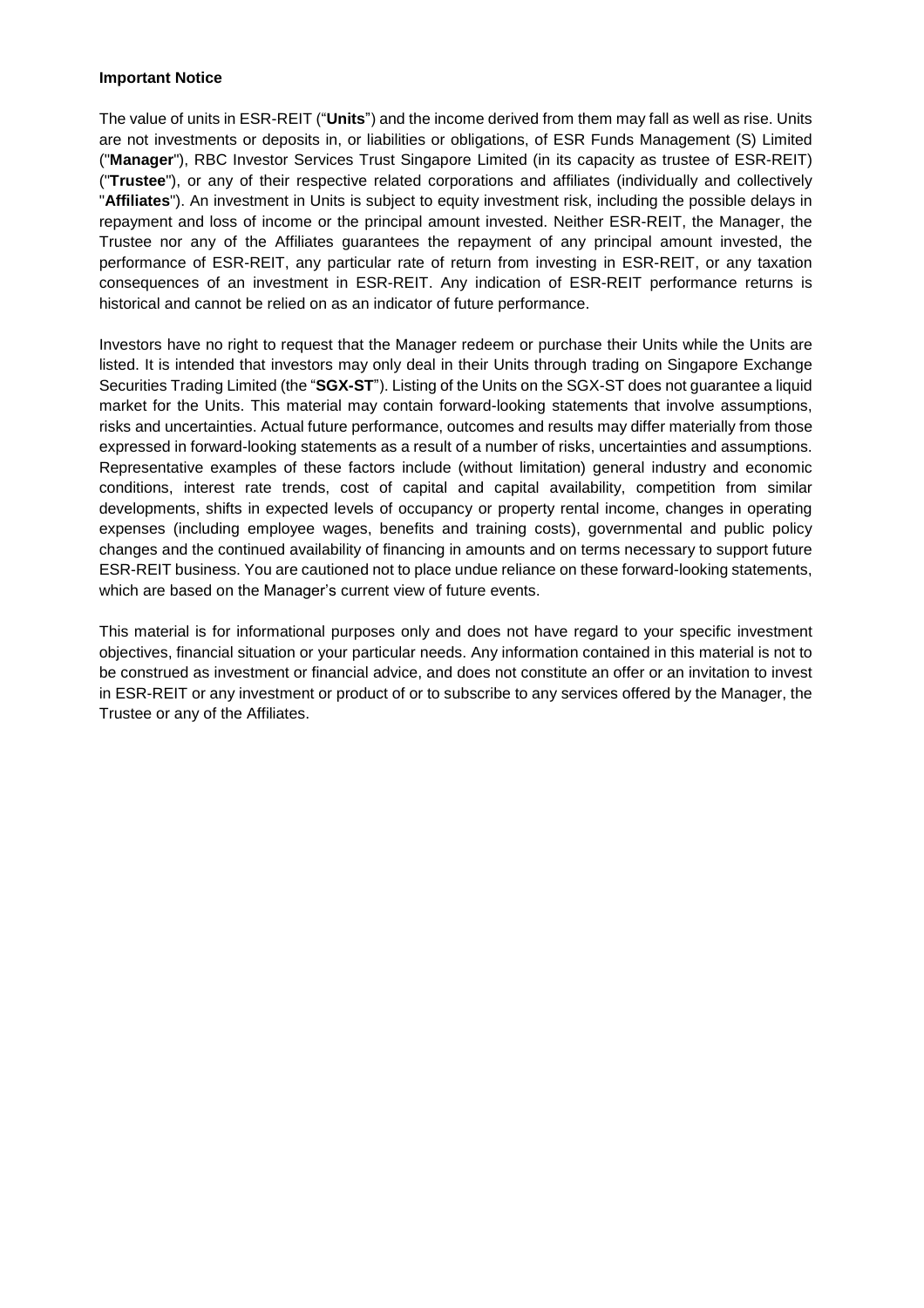**Important Notice**

The value of units in ESR-REIT ("**Units**") and the income derived from them may fall as well as rise. Units are not investments or deposits in, or liabilities or obligations, of ESR Funds Management (S) Limited ("**Manager**"), RBC Investor Services Trust Singapore Limited (in its capacity as trustee of ESR-REIT) ("**Trustee**"), or any of their respective related corporations and affiliates (individually and collectively "**Affiliates**"). An investment in Units is subject to equity investment risk, including the possible delays in repayment and loss of income or the principal amount invested. Neither ESR-REIT, the Manager, the Trustee nor any of the Affiliates guarantees the repayment of any principal amount invested, the performance of ESR-REIT, any particular rate of return from investing in ESR-REIT, or any taxation consequences of an investment in ESR-REIT. Any indication of ESR-REIT performance returns is historical and cannot be relied on as an indicator of future performance.

Investors have no right to request that the Manager redeem or purchase their Units while the Units are listed. It is intended that investors may only deal in their Units through trading on Singapore Exchange Securities Trading Limited (the "**SGX-ST**"). Listing of the Units on the SGX-ST does not guarantee a liquid market for the Units. This material may contain forward-looking statements that involve assumptions, risks and uncertainties. Actual future performance, outcomes and results may differ materially from those expressed in forward-looking statements as a result of a number of risks, uncertainties and assumptions. Representative examples of these factors include (without limitation) general industry and economic conditions, interest rate trends, cost of capital and capital availability, competition from similar developments, shifts in expected levels of occupancy or property rental income, changes in operating expenses (including employee wages, benefits and training costs), governmental and public policy changes and the continued availability of financing in amounts and on terms necessary to support future ESR-REIT business. You are cautioned not to place undue reliance on these forward-looking statements, which are based on the Manager's current view of future events.

This material is for informational purposes only and does not have regard to your specific investment objectives, financial situation or your particular needs. Any information contained in this material is not to be construed as investment or financial advice, and does not constitute an offer or an invitation to invest in ESR-REIT or any investment or product of or to subscribe to any services offered by the Manager, the Trustee or any of the Affiliates.